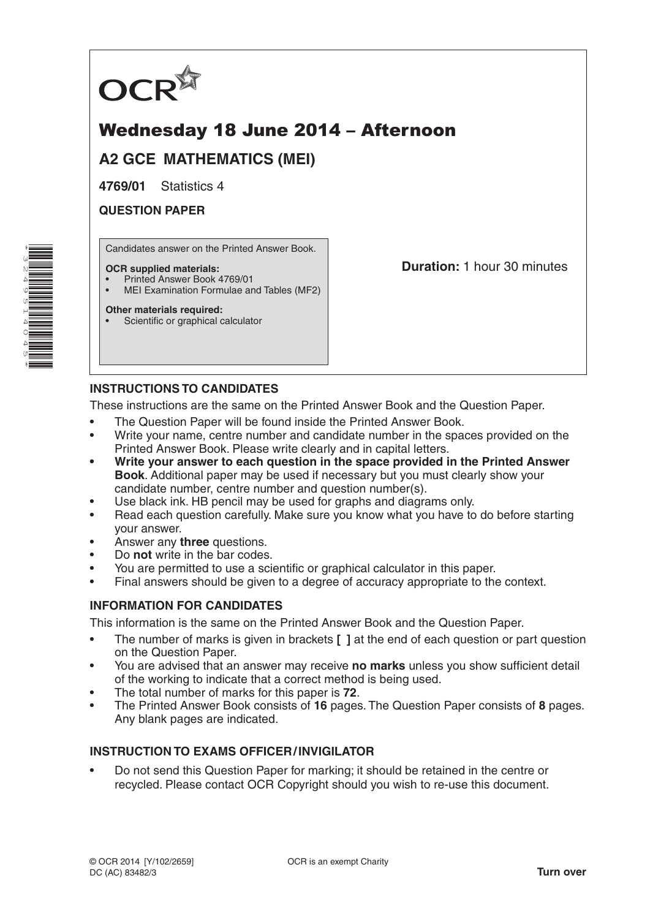OCR

# Wednesday 18 June 2014 – Afternoon

## A2 GCE MATHEMATICS (MEI)

**4769/01** Statistics 4

**QUESTION PAPER**

Candidates answer on the Printed Answer Book.

**OCR supplied materials:**
- Printed Answer Book 4769/01
- MEI Examination Formulae and Tables (MF2)

**Other materials required:**
- Scientific or graphical calculator

**Duration:** 1 hour 30 minutes

### INSTRUCTIONS TO CANDIDATES

These instructions are the same on the Printed Answer Book and the Question Paper.

- The Question Paper will be found inside the Printed Answer Book.
- Write your name, centre number and candidate number in the spaces provided on the Printed Answer Book. Please write clearly and in capital letters.
- **Write your answer to each question in the space provided in the Printed Answer Book**. Additional paper may be used if necessary but you must clearly show your candidate number, centre number and question number(s).
- Use black ink. HB pencil may be used for graphs and diagrams only.
- Read each question carefully. Make sure you know what you have to do before starting your answer.
- Answer any **three** questions.
- Do **not** write in the bar codes.
- You are permitted to use a scientific or graphical calculator in this paper.
- Final answers should be given to a degree of accuracy appropriate to the context.

### INFORMATION FOR CANDIDATES

This information is the same on the Printed Answer Book and the Question Paper.

- The number of marks is given in brackets **[ ]** at the end of each question or part question on the Question Paper.
- You are advised that an answer may receive **no marks** unless you show sufficient detail of the working to indicate that a correct method is being used.
- The total number of marks for this paper is **72**.
- The Printed Answer Book consists of **16** pages. The Question Paper consists of **8** pages. Any blank pages are indicated.

### INSTRUCTION TO EXAMS OFFICER / INVIGILATOR

- Do not send this Question Paper for marking; it should be retained in the centre or recycled. Please contact OCR Copyright should you wish to re-use this document.

© OCR 2014 [Y/102/2659]
DC (AC) 83482/3

OCR is an exempt Charity

**Turn over**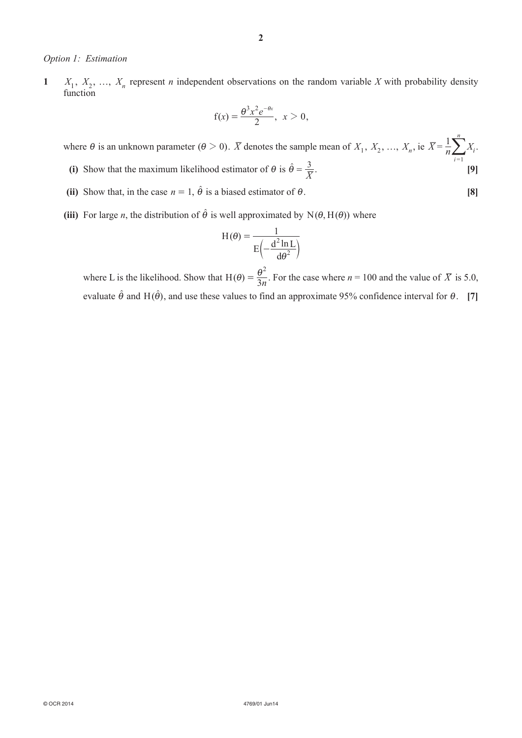*Option 1: Estimation*

**1** $X_1, X_2, \ldots, X_n$ represent $n$ independent observations on the random variable $X$ with probability density function

$$\text{f}(x) = \frac{\theta^3 x^2 e^{-\theta x}}{2}, \ x > 0,$$

where $\theta$ is an unknown parameter ($\theta > 0$). $\bar{X}$ denotes the sample mean of $X_1, X_2, \ldots, X_n$, ie $\bar{X} = \frac{1}{n}\sum_{i=1}^{n} X_i$.

**(i)** Show that the maximum likelihood estimator of $\theta$ is $\hat{\theta} = \frac{3}{\bar{X}}$. **[9]**

**(ii)** Show that, in the case $n = 1$, $\hat{\theta}$ is a biased estimator of $\theta$. **[8]**

**(iii)** For large $n$, the distribution of $\hat{\theta}$ is well approximated by $\text{N}(\theta, \text{H}(\theta))$ where

$$\text{H}(\theta) = \frac{1}{\text{E}\left(-\frac{\text{d}^2 \ln \text{L}}{\text{d}\theta^2}\right)}$$

where L is the likelihood. Show that $\text{H}(\theta) = \frac{\theta^2}{3n}$. For the case where $n = 100$ and the value of $\bar{X}$ is 5.0, evaluate $\hat{\theta}$ and $\text{H}(\hat{\theta})$, and use these values to find an approximate 95% confidence interval for $\theta$. **[7]**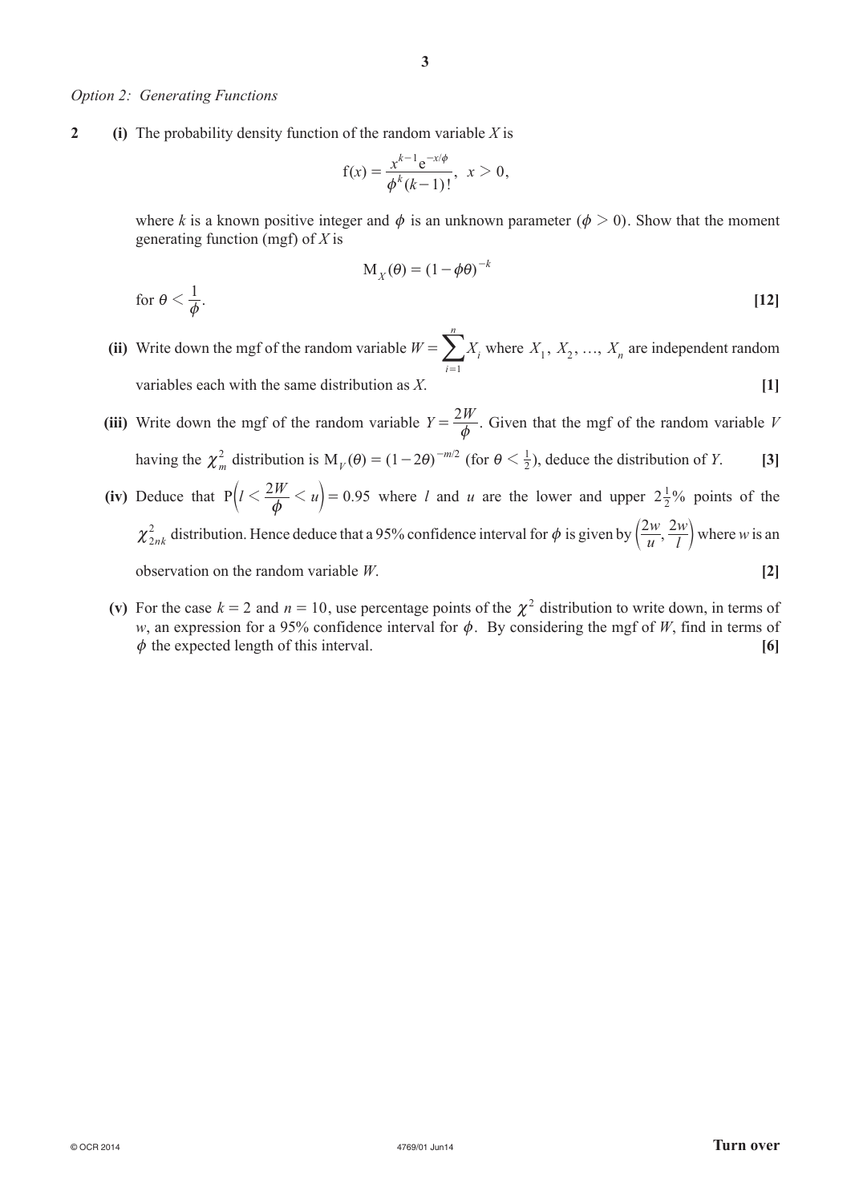*Option 2: Generating Functions*

**2** **(i)** The probability density function of the random variable $X$ is

$$f(x) = \frac{x^{k-1}e^{-x/\phi}}{\phi^k (k-1)!}, \quad x > 0,$$

where $k$ is a known positive integer and $\phi$ is an unknown parameter ($\phi > 0$). Show that the moment generating function (mgf) of $X$ is

$$M_X(\theta) = (1 - \phi\theta)^{-k}$$

for $\theta < \frac{1}{\phi}$. **[12]**

**(ii)** Write down the mgf of the random variable $W = \sum_{i=1}^{n} X_i$ where $X_1, X_2, \ldots, X_n$ are independent random variables each with the same distribution as $X$. **[1]**

**(iii)** Write down the mgf of the random variable $Y = \frac{2W}{\phi}$. Given that the mgf of the random variable $V$ having the $\chi^2_m$ distribution is $M_V(\theta) = (1 - 2\theta)^{-m/2}$ (for $\theta < \frac{1}{2}$), deduce the distribution of $Y$. **[3]**

**(iv)** Deduce that $P\left(l < \frac{2W}{\phi} < u\right) = 0.95$ where $l$ and $u$ are the lower and upper $2\frac{1}{2}$% points of the $\chi^2_{2nk}$ distribution. Hence deduce that a 95% confidence interval for $\phi$ is given by $\left(\frac{2w}{u}, \frac{2w}{l}\right)$ where $w$ is an observation on the random variable $W$. **[2]**

**(v)** For the case $k = 2$ and $n = 10$, use percentage points of the $\chi^2$ distribution to write down, in terms of $w$, an expression for a 95% confidence interval for $\phi$. By considering the mgf of $W$, find in terms of $\phi$ the expected length of this interval. **[6]**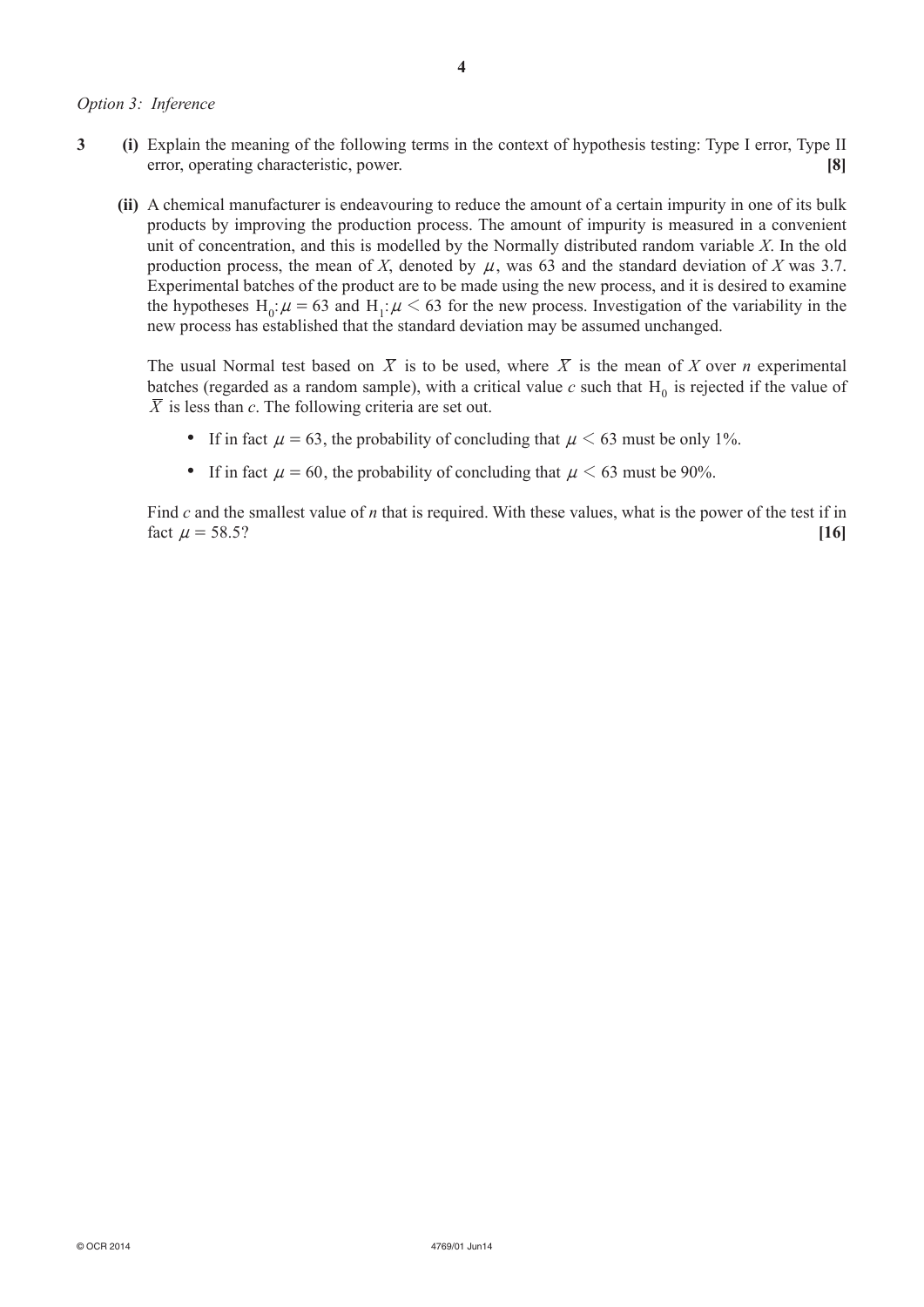*Option 3: Inference*

**3** **(i)** Explain the meaning of the following terms in the context of hypothesis testing: Type I error, Type II error, operating characteristic, power. **[8]**

**(ii)** A chemical manufacturer is endeavouring to reduce the amount of a certain impurity in one of its bulk products by improving the production process. The amount of impurity is measured in a convenient unit of concentration, and this is modelled by the Normally distributed random variable $X$. In the old production process, the mean of $X$, denoted by $\mu$, was 63 and the standard deviation of $X$ was 3.7. Experimental batches of the product are to be made using the new process, and it is desired to examine the hypotheses $H_0: \mu = 63$ and $H_1: \mu < 63$ for the new process. Investigation of the variability in the new process has established that the standard deviation may be assumed unchanged.

The usual Normal test based on $\overline{X}$ is to be used, where $\overline{X}$ is the mean of $X$ over $n$ experimental batches (regarded as a random sample), with a critical value $c$ such that $H_0$ is rejected if the value of $\overline{X}$ is less than $c$. The following criteria are set out.

- If in fact $\mu = 63$, the probability of concluding that $\mu < 63$ must be only 1%.
- If in fact $\mu = 60$, the probability of concluding that $\mu < 63$ must be 90%.

Find $c$ and the smallest value of $n$ that is required. With these values, what is the power of the test if in fact $\mu = 58.5$? **[16]**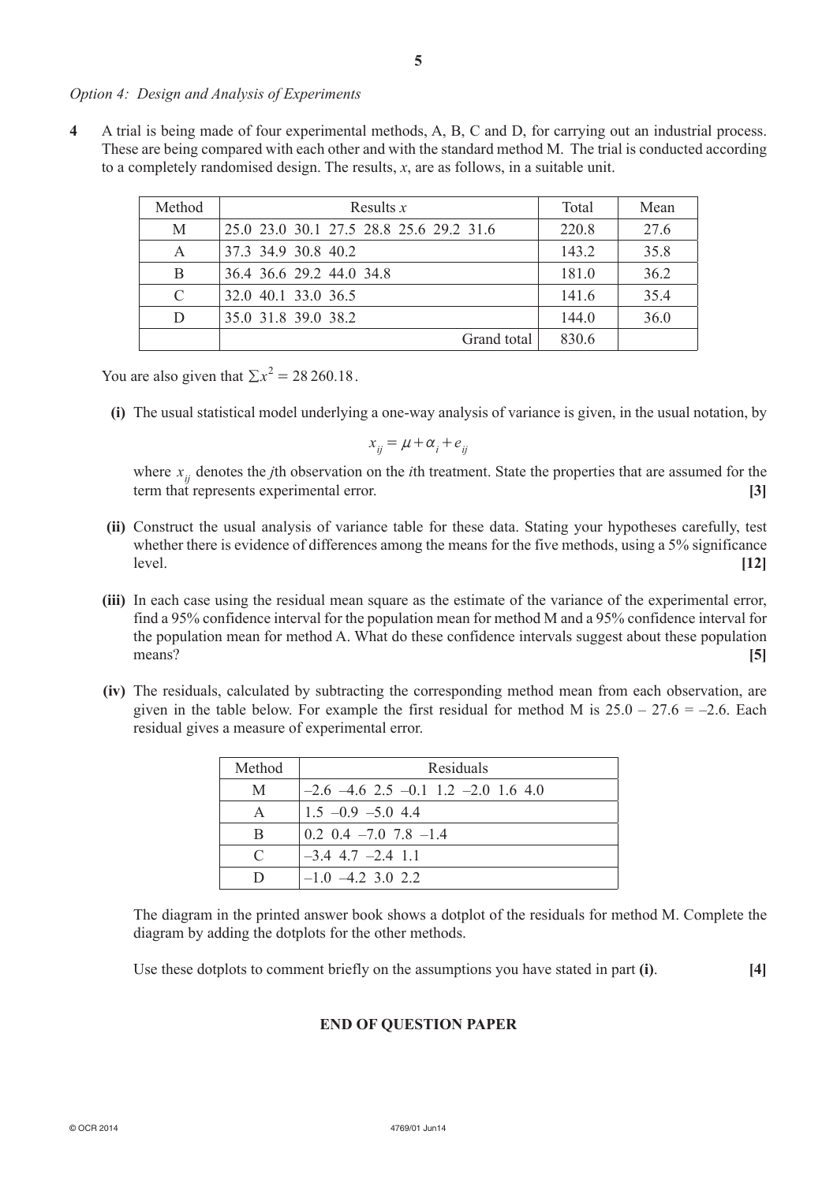*Option 4: Design and Analysis of Experiments*

**4** A trial is being made of four experimental methods, A, B, C and D, for carrying out an industrial process. These are being compared with each other and with the standard method M. The trial is conducted according to a completely randomised design. The results, $x$, are as follows, in a suitable unit.

| Method | Results $x$ | Total | Mean |
|---|---|---|---|
| M | 25.0 23.0 30.1 27.5 28.8 25.6 29.2 31.6 | 220.8 | 27.6 |
| A | 37.3 34.9 30.8 40.2 | 143.2 | 35.8 |
| B | 36.4 36.6 29.2 44.0 34.8 | 181.0 | 36.2 |
| C | 32.0 40.1 33.0 36.5 | 141.6 | 35.4 |
| D | 35.0 31.8 39.0 38.2 | 144.0 | 36.0 |
| | Grand total | 830.6 | |

You are also given that $\sum x^2 = 28\,260.18$.

**(i)** The usual statistical model underlying a one-way analysis of variance is given, in the usual notation, by

$$x_{ij} = \mu + \alpha_i + e_{ij}$$

where $x_{ij}$ denotes the $j$th observation on the $i$th treatment. State the properties that are assumed for the term that represents experimental error. **[3]**

**(ii)** Construct the usual analysis of variance table for these data. Stating your hypotheses carefully, test whether there is evidence of differences among the means for the five methods, using a 5% significance level. **[12]**

**(iii)** In each case using the residual mean square as the estimate of the variance of the experimental error, find a 95% confidence interval for the population mean for method M and a 95% confidence interval for the population mean for method A. What do these confidence intervals suggest about these population means? **[5]**

**(iv)** The residuals, calculated by subtracting the corresponding method mean from each observation, are given in the table below. For example the first residual for method M is $25.0 - 27.6 = -2.6$. Each residual gives a measure of experimental error.

| Method | Residuals |
|---|---|
| M | –2.6 –4.6 2.5 –0.1 1.2 –2.0 1.6 4.0 |
| A | 1.5 –0.9 –5.0 4.4 |
| B | 0.2 0.4 –7.0 7.8 –1.4 |
| C | –3.4 4.7 –2.4 1.1 |
| D | –1.0 –4.2 3.0 2.2 |

The diagram in the printed answer book shows a dotplot of the residuals for method M. Complete the diagram by adding the dotplots for the other methods.

Use these dotplots to comment briefly on the assumptions you have stated in part **(i)**. **[4]**

**END OF QUESTION PAPER**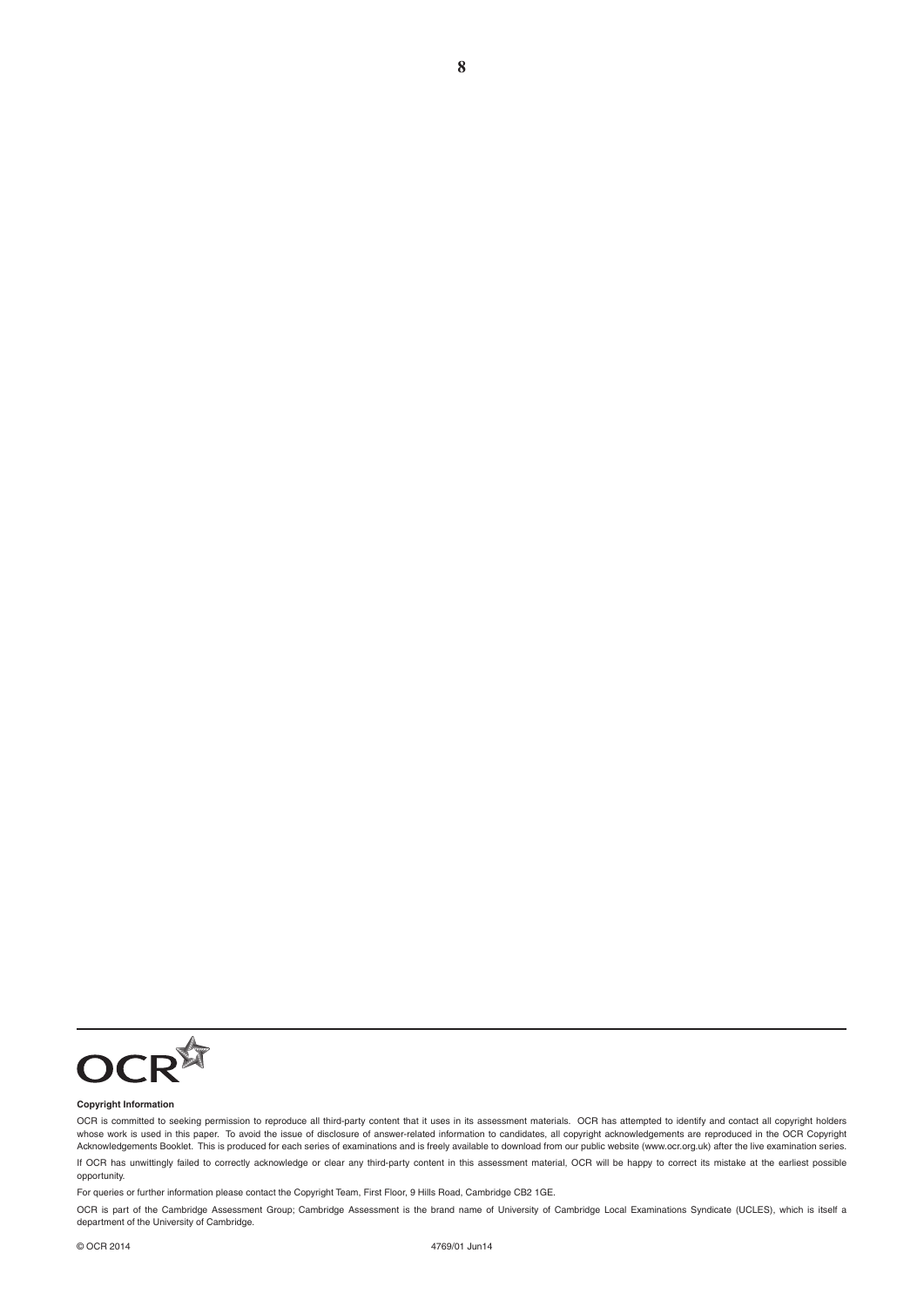**Copyright Information**

OCR is committed to seeking permission to reproduce all third-party content that it uses in its assessment materials. OCR has attempted to identify and contact all copyright holders whose work is used in this paper. To avoid the issue of disclosure of answer-related information to candidates, all copyright acknowledgements are reproduced in the OCR Copyright Acknowledgements Booklet. This is produced for each series of examinations and is freely available to download from our public website (www.ocr.org.uk) after the live examination series.

If OCR has unwittingly failed to correctly acknowledge or clear any third-party content in this assessment material, OCR will be happy to correct its mistake at the earliest possible opportunity.

For queries or further information please contact the Copyright Team, First Floor, 9 Hills Road, Cambridge CB2 1GE.

OCR is part of the Cambridge Assessment Group; Cambridge Assessment is the brand name of University of Cambridge Local Examinations Syndicate (UCLES), which is itself a department of the University of Cambridge.

© OCR 2014 4769/01 Jun14